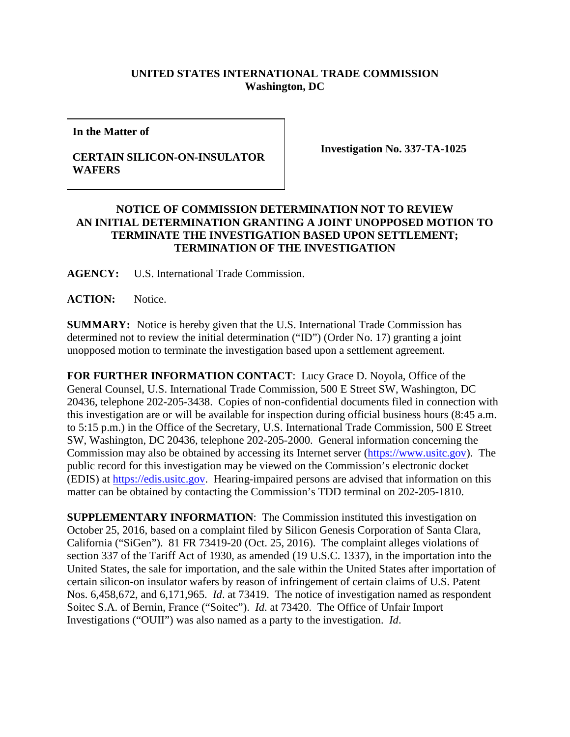**UNITED STATES INTERNATIONAL TRADE COMMISSION**
**Washington, DC**

**In the Matter of**

**CERTAIN SILICON-ON-INSULATOR WAFERS**

**Investigation No. 337-TA-1025**

**NOTICE OF COMMISSION DETERMINATION NOT TO REVIEW AN INITIAL DETERMINATION GRANTING A JOINT UNOPPOSED MOTION TO TERMINATE THE INVESTIGATION BASED UPON SETTLEMENT; TERMINATION OF THE INVESTIGATION**

**AGENCY:** U.S. International Trade Commission.

**ACTION:** Notice.

**SUMMARY:** Notice is hereby given that the U.S. International Trade Commission has determined not to review the initial determination ("ID") (Order No. 17) granting a joint unopposed motion to terminate the investigation based upon a settlement agreement.

**FOR FURTHER INFORMATION CONTACT**: Lucy Grace D. Noyola, Office of the General Counsel, U.S. International Trade Commission, 500 E Street SW, Washington, DC 20436, telephone 202-205-3438. Copies of non-confidential documents filed in connection with this investigation are or will be available for inspection during official business hours (8:45 a.m. to 5:15 p.m.) in the Office of the Secretary, U.S. International Trade Commission, 500 E Street SW, Washington, DC 20436, telephone 202-205-2000. General information concerning the Commission may also be obtained by accessing its Internet server (https://www.usitc.gov). The public record for this investigation may be viewed on the Commission's electronic docket (EDIS) at https://edis.usitc.gov. Hearing-impaired persons are advised that information on this matter can be obtained by contacting the Commission's TDD terminal on 202-205-1810.

**SUPPLEMENTARY INFORMATION**: The Commission instituted this investigation on October 25, 2016, based on a complaint filed by Silicon Genesis Corporation of Santa Clara, California ("SiGen"). 81 FR 73419-20 (Oct. 25, 2016). The complaint alleges violations of section 337 of the Tariff Act of 1930, as amended (19 U.S.C. 1337), in the importation into the United States, the sale for importation, and the sale within the United States after importation of certain silicon-on insulator wafers by reason of infringement of certain claims of U.S. Patent Nos. 6,458,672, and 6,171,965. *Id*. at 73419. The notice of investigation named as respondent Soitec S.A. of Bernin, France ("Soitec"). *Id*. at 73420. The Office of Unfair Import Investigations ("OUII") was also named as a party to the investigation. *Id*.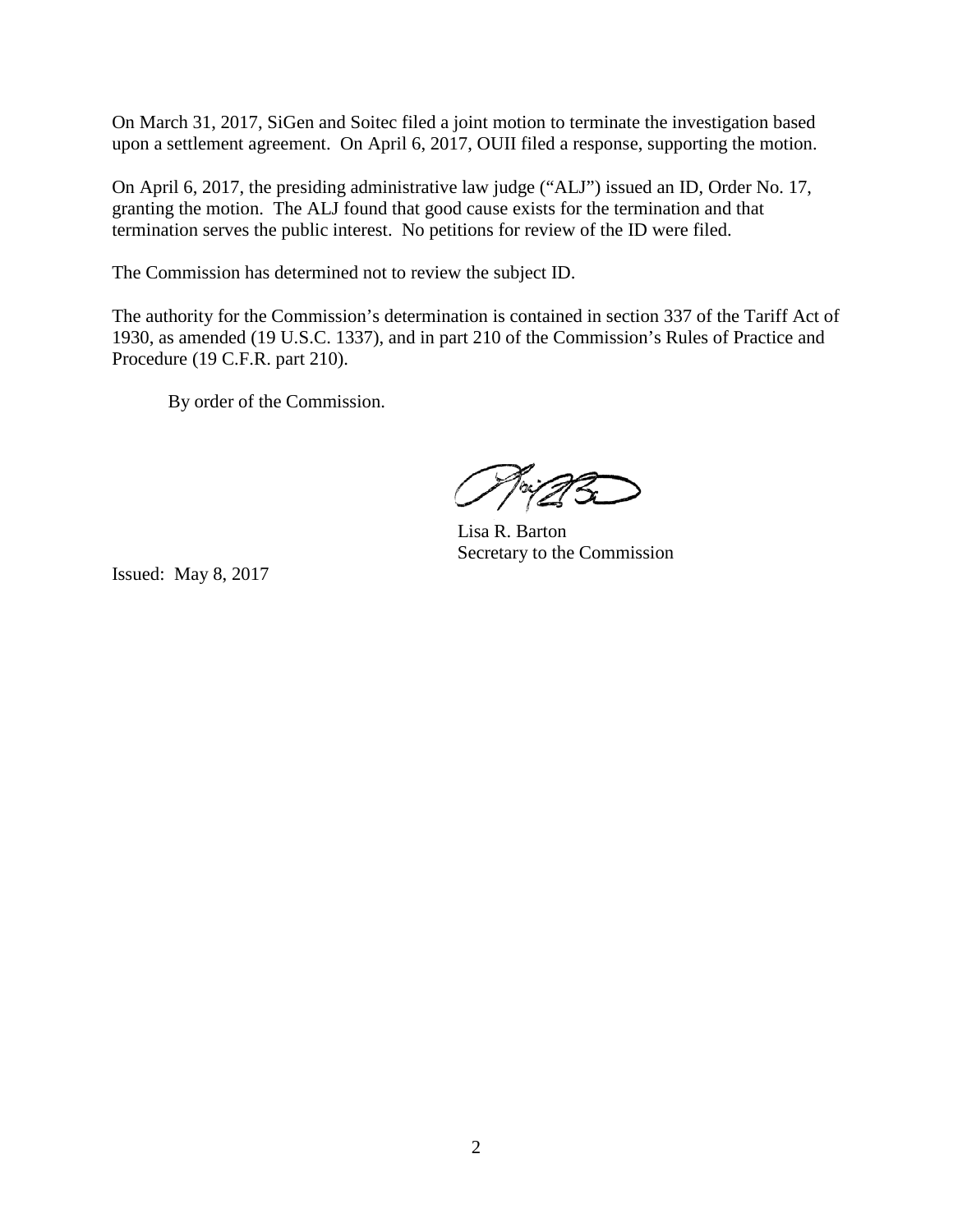On March 31, 2017, SiGen and Soitec filed a joint motion to terminate the investigation based upon a settlement agreement. On April 6, 2017, OUII filed a response, supporting the motion.

On April 6, 2017, the presiding administrative law judge ("ALJ") issued an ID, Order No. 17, granting the motion. The ALJ found that good cause exists for the termination and that termination serves the public interest. No petitions for review of the ID were filed.

The Commission has determined not to review the subject ID.

The authority for the Commission's determination is contained in section 337 of the Tariff Act of 1930, as amended (19 U.S.C. 1337), and in part 210 of the Commission's Rules of Practice and Procedure (19 C.F.R. part 210).

By order of the Commission.

Lisa R. Barton
Secretary to the Commission

Issued: May 8, 2017